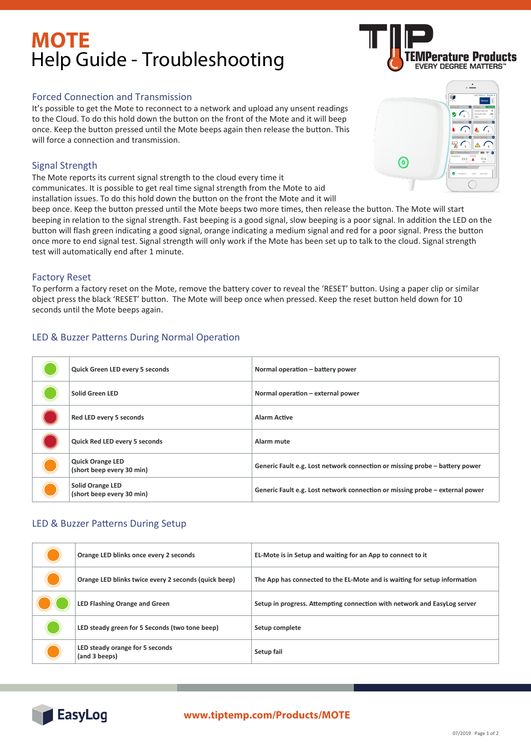# MOTE
# Help Guide - Troubleshooting

## Forced Connection and Transmission

It's possible to get the Mote to reconnect to a network and upload any unsent readings to the Cloud. To do this hold down the button on the front of the Mote and it will beep once. Keep the button pressed until the Mote beeps again then release the button. This will force a connection and transmission.

## Signal Strength

The Mote reports its current signal strength to the cloud every time it communicates. It is possible to get real time signal strength from the Mote to aid installation issues. To do this hold down the button on the front the Mote and it will beep once. Keep the button pressed until the Mote beeps two more times, then release the button. The Mote will start beeping in relation to the signal strength. Fast beeping is a good signal, slow beeping is a poor signal. In addition the LED on the button will flash green indicating a good signal, orange indicating a medium signal and red for a poor signal. Press the button once more to end signal test. Signal strength will only work if the Mote has been set up to talk to the cloud. Signal strength test will automatically end after 1 minute.

## Factory Reset

To perform a factory reset on the Mote, remove the battery cover to reveal the 'RESET' button. Using a paper clip or similar object press the black 'RESET' button. The Mote will beep once when pressed. Keep the reset button held down for 10 seconds until the Mote beeps again.

## LED & Buzzer Patterns During Normal Operation

| LED | Pattern | Meaning |
|---|---|---|
| Green | **Quick Green LED every 5 seconds** | **Normal operation – battery power** |
| Green | **Solid Green LED** | **Normal operation – external power** |
| Red | **Red LED every 5 seconds** | **Alarm Active** |
| Red | **Quick Red LED every 5 seconds** | **Alarm mute** |
| Orange | **Quick Orange LED (short beep every 30 min)** | **Generic Fault e.g. Lost network connection or missing probe – battery power** |
| Orange | **Solid Orange LED (short beep every 30 min)** | **Generic Fault e.g. Lost network connection or missing probe – external power** |

## LED & Buzzer Patterns During Setup

| LED | Pattern | Meaning |
|---|---|---|
| Orange | **Orange LED blinks once every 2 seconds** | **EL-Mote is in Setup and waiting for an App to connect to it** |
| Orange | **Orange LED blinks twice every 2 seconds (quick beep)** | **The App has connected to the EL-Mote and is waiting for setup information** |
| Orange / Green | **LED Flashing Orange and Green** | **Setup in progress. Attempting connection with network and EasyLog server** |
| Green | **LED steady green for 5 Seconds (two tone beep)** | **Setup complete** |
| Orange | **LED steady orange for 5 seconds (and 3 beeps)** | **Setup fail** |

EasyLog

www.tiptemp.com/Products/MOTE

07/2019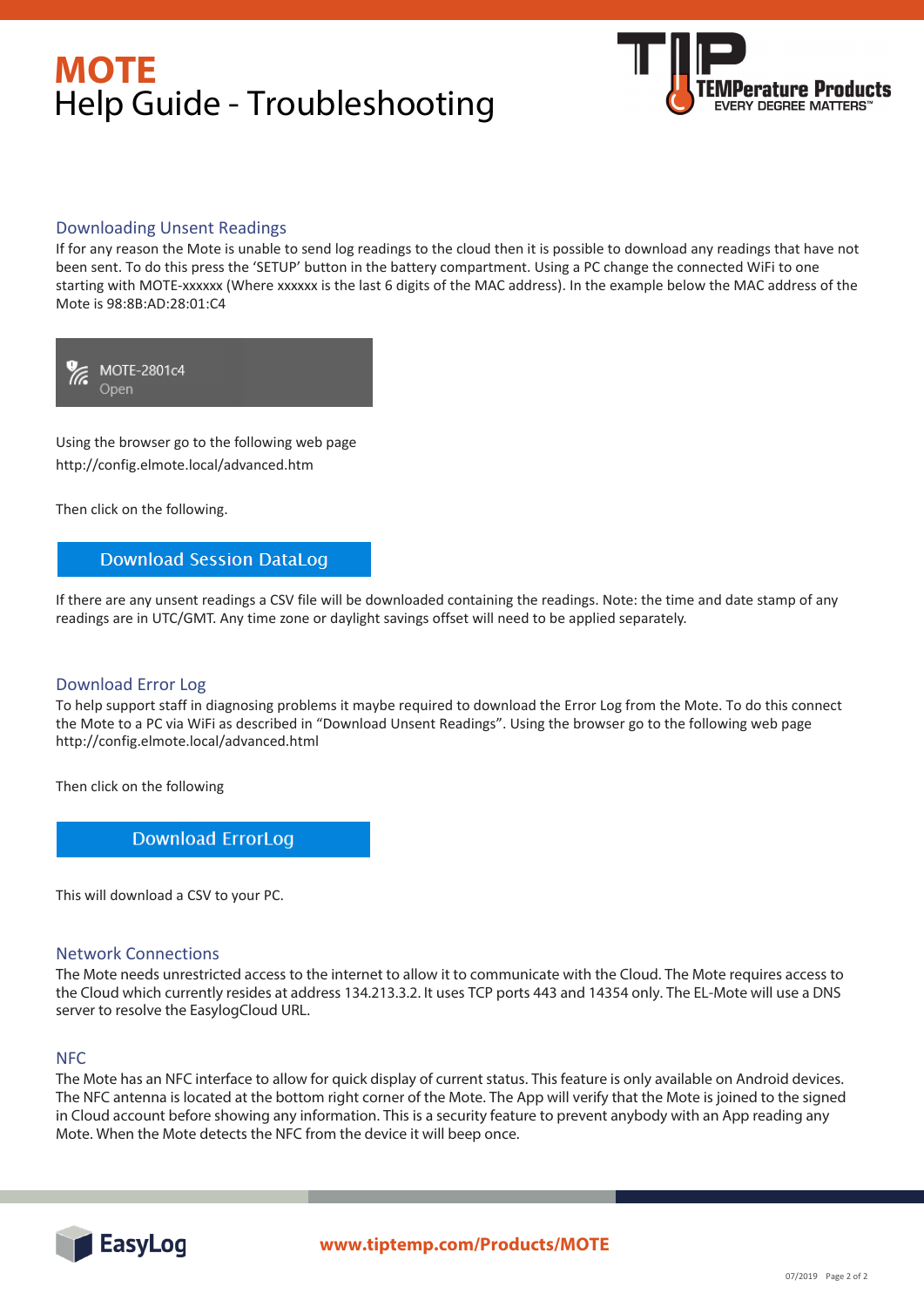# MOTE
## Help Guide - Troubleshooting

TIP TEMPerature Products EVERY DEGREE MATTERS™

### Downloading Unsent Readings

If for any reason the Mote is unable to send log readings to the cloud then it is possible to download any readings that have not been sent. To do this press the 'SETUP' button in the battery compartment. Using a PC change the connected WiFi to one starting with MOTE-xxxxxx (Where xxxxxx is the last 6 digits of the MAC address). In the example below the MAC address of the Mote is 98:8B:AD:28:01:C4

MOTE-2801c4
Open

Using the browser go to the following web page http://config.elmote.local/advanced.htm

Then click on the following.

**Download Session DataLog**

If there are any unsent readings a CSV file will be downloaded containing the readings. Note: the time and date stamp of any readings are in UTC/GMT. Any time zone or daylight savings offset will need to be applied separately.

### Download Error Log

To help support staff in diagnosing problems it maybe required to download the Error Log from the Mote. To do this connect the Mote to a PC via WiFi as described in "Download Unsent Readings". Using the browser go to the following web page http://config.elmote.local/advanced.html

Then click on the following

**Download ErrorLog**

This will download a CSV to your PC.

### Network Connections

The Mote needs unrestricted access to the internet to allow it to communicate with the Cloud. The Mote requires access to the Cloud which currently resides at address 134.213.3.2. It uses TCP ports 443 and 14354 only. The EL-Mote will use a DNS server to resolve the EasylogCloud URL.

### NFC

The Mote has an NFC interface to allow for quick display of current status. This feature is only available on Android devices. The NFC antenna is located at the bottom right corner of the Mote. The App will verify that the Mote is joined to the signed in Cloud account before showing any information. This is a security feature to prevent anybody with an App reading any Mote. When the Mote detects the NFC from the device it will beep once.

EasyLog

www.tiptemp.com/Products/MOTE

07/2019